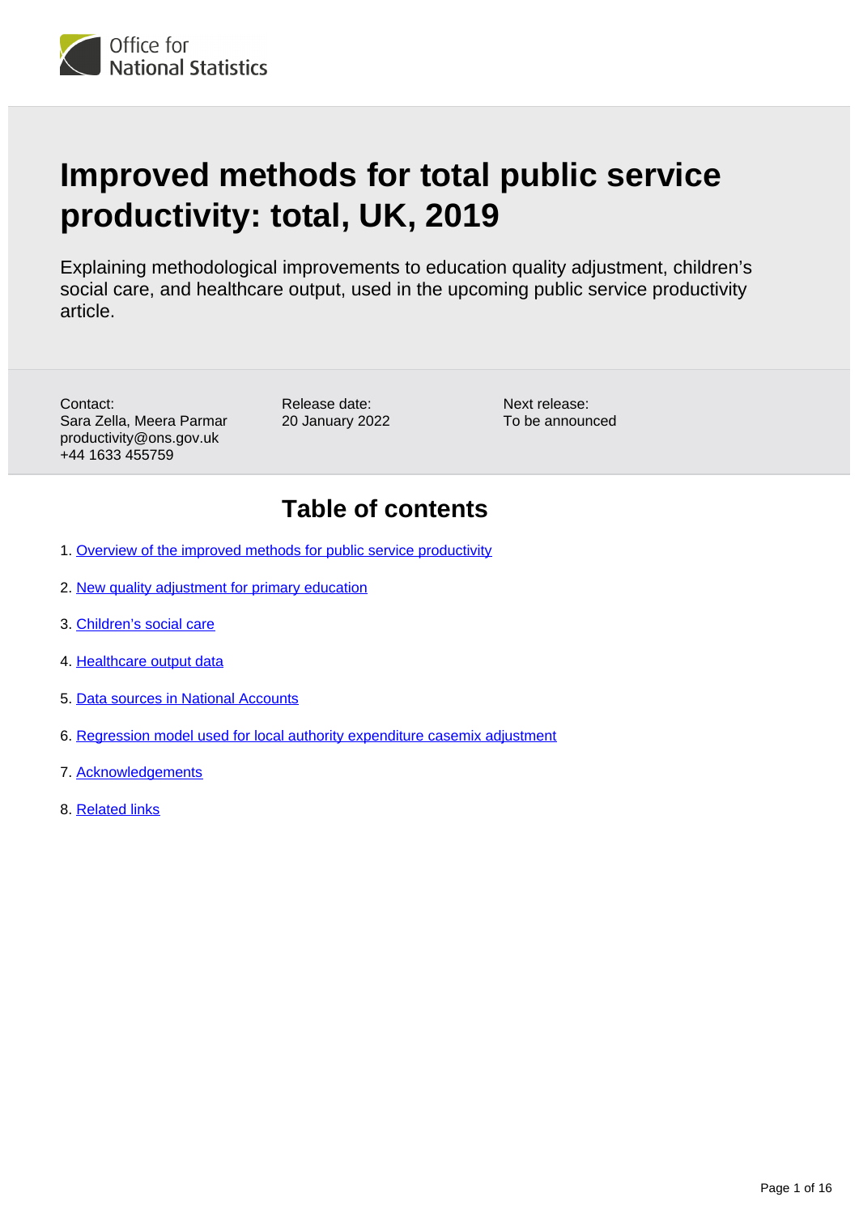Office for National Statistics

# Improved methods for total public service productivity: total, UK, 2019

Explaining methodological improvements to education quality adjustment, children's social care, and healthcare output, used in the upcoming public service productivity article.

Contact:
Sara Zella, Meera Parmar
productivity@ons.gov.uk
+44 1633 455759

Release date:
20 January 2022

Next release:
To be announced

## Table of contents

1. Overview of the improved methods for public service productivity
2. New quality adjustment for primary education
3. Children's social care
4. Healthcare output data
5. Data sources in National Accounts
6. Regression model used for local authority expenditure casemix adjustment
7. Acknowledgements
8. Related links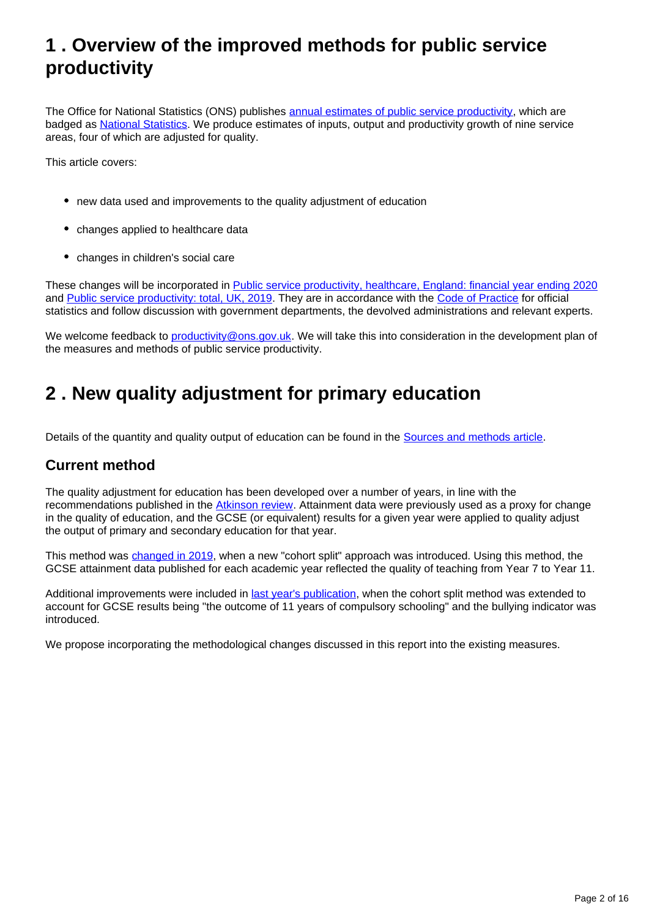## 1 . Overview of the improved methods for public service productivity

The Office for National Statistics (ONS) publishes annual estimates of public service productivity, which are badged as National Statistics. We produce estimates of inputs, output and productivity growth of nine service areas, four of which are adjusted for quality.

This article covers:

- new data used and improvements to the quality adjustment of education
- changes applied to healthcare data
- changes in children's social care

These changes will be incorporated in Public service productivity, healthcare, England: financial year ending 2020 and Public service productivity: total, UK, 2019. They are in accordance with the Code of Practice for official statistics and follow discussion with government departments, the devolved administrations and relevant experts.

We welcome feedback to productivity@ons.gov.uk. We will take this into consideration in the development plan of the measures and methods of public service productivity.

## 2 . New quality adjustment for primary education

Details of the quantity and quality output of education can be found in the Sources and methods article.

### Current method

The quality adjustment for education has been developed over a number of years, in line with the recommendations published in the Atkinson review. Attainment data were previously used as a proxy for change in the quality of education, and the GCSE (or equivalent) results for a given year were applied to quality adjust the output of primary and secondary education for that year.

This method was changed in 2019, when a new "cohort split" approach was introduced. Using this method, the GCSE attainment data published for each academic year reflected the quality of teaching from Year 7 to Year 11.

Additional improvements were included in last year's publication, when the cohort split method was extended to account for GCSE results being "the outcome of 11 years of compulsory schooling" and the bullying indicator was introduced.

We propose incorporating the methodological changes discussed in this report into the existing measures.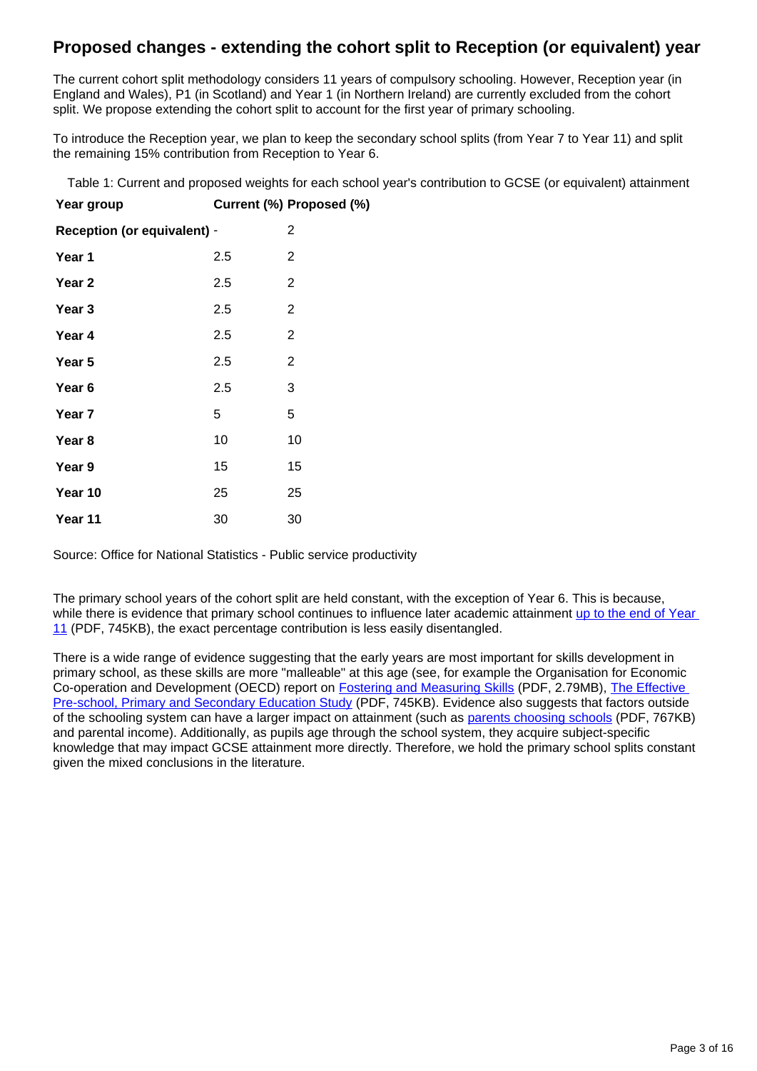## Proposed changes - extending the cohort split to Reception (or equivalent) year

The current cohort split methodology considers 11 years of compulsory schooling. However, Reception year (in England and Wales), P1 (in Scotland) and Year 1 (in Northern Ireland) are currently excluded from the cohort split. We propose extending the cohort split to account for the first year of primary schooling.

To introduce the Reception year, we plan to keep the secondary school splits (from Year 7 to Year 11) and split the remaining 15% contribution from Reception to Year 6.

Table 1: Current and proposed weights for each school year's contribution to GCSE (or equivalent) attainment

| Year group | Current (%) | Proposed (%) |
|---|---|---|
| **Reception (or equivalent)** | - | 2 |
| **Year 1** | 2.5 | 2 |
| **Year 2** | 2.5 | 2 |
| **Year 3** | 2.5 | 2 |
| **Year 4** | 2.5 | 2 |
| **Year 5** | 2.5 | 2 |
| **Year 6** | 2.5 | 3 |
| **Year 7** | 5 | 5 |
| **Year 8** | 10 | 10 |
| **Year 9** | 15 | 15 |
| **Year 10** | 25 | 25 |
| **Year 11** | 30 | 30 |

Source: Office for National Statistics - Public service productivity

The primary school years of the cohort split are held constant, with the exception of Year 6. This is because, while there is evidence that primary school continues to influence later academic attainment up to the end of Year 11 (PDF, 745KB), the exact percentage contribution is less easily disentangled.

There is a wide range of evidence suggesting that the early years are most important for skills development in primary school, as these skills are more "malleable" at this age (see, for example the Organisation for Economic Co-operation and Development (OECD) report on Fostering and Measuring Skills (PDF, 2.79MB), The Effective Pre-school, Primary and Secondary Education Study (PDF, 745KB). Evidence also suggests that factors outside of the schooling system can have a larger impact on attainment (such as parents choosing schools (PDF, 767KB) and parental income). Additionally, as pupils age through the school system, they acquire subject-specific knowledge that may impact GCSE attainment more directly. Therefore, we hold the primary school splits constant given the mixed conclusions in the literature.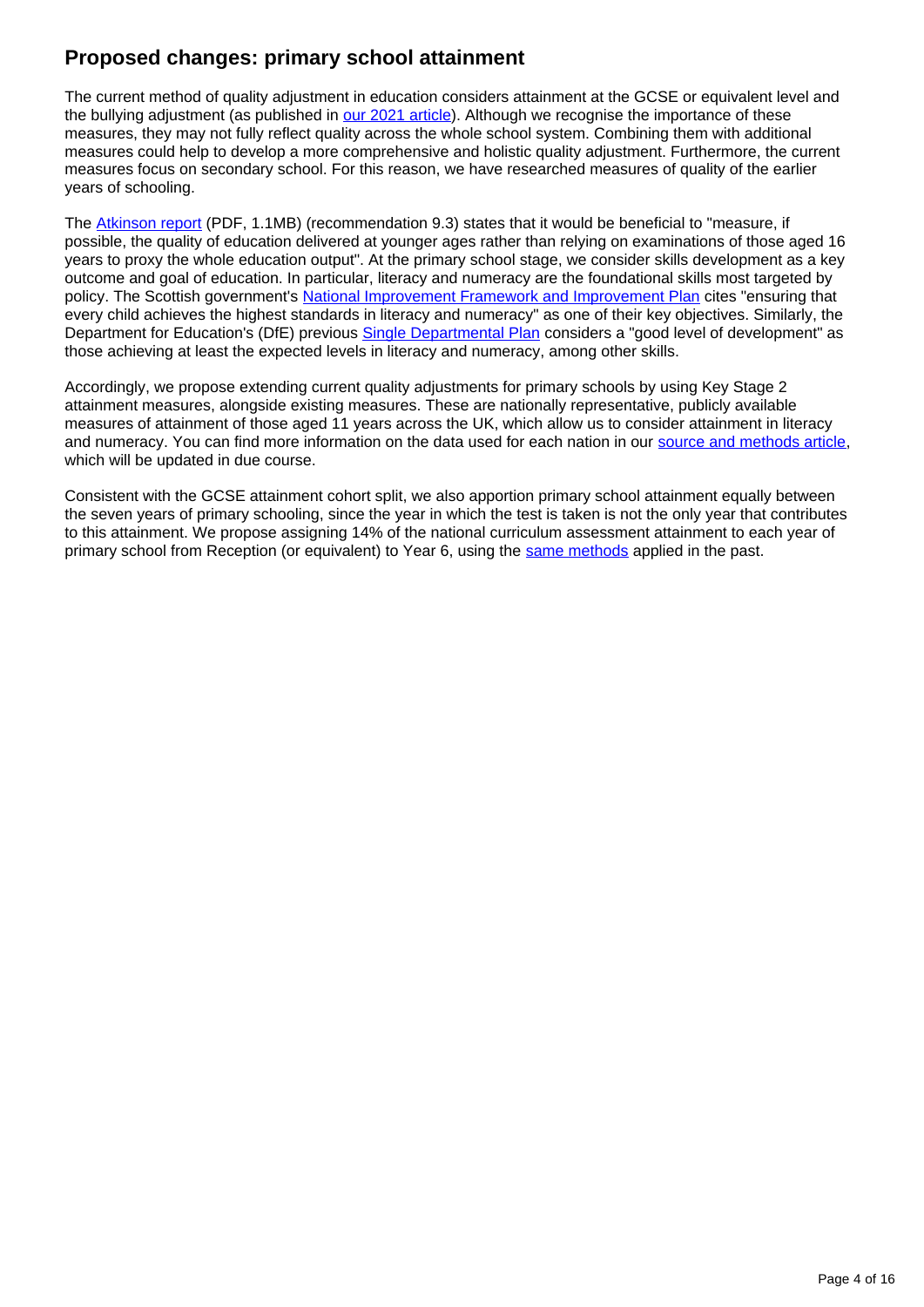## Proposed changes: primary school attainment

The current method of quality adjustment in education considers attainment at the GCSE or equivalent level and the bullying adjustment (as published in our 2021 article). Although we recognise the importance of these measures, they may not fully reflect quality across the whole school system. Combining them with additional measures could help to develop a more comprehensive and holistic quality adjustment. Furthermore, the current measures focus on secondary school. For this reason, we have researched measures of quality of the earlier years of schooling.

The Atkinson report (PDF, 1.1MB) (recommendation 9.3) states that it would be beneficial to "measure, if possible, the quality of education delivered at younger ages rather than relying on examinations of those aged 16 years to proxy the whole education output". At the primary school stage, we consider skills development as a key outcome and goal of education. In particular, literacy and numeracy are the foundational skills most targeted by policy. The Scottish government's National Improvement Framework and Improvement Plan cites "ensuring that every child achieves the highest standards in literacy and numeracy" as one of their key objectives. Similarly, the Department for Education's (DfE) previous Single Departmental Plan considers a "good level of development" as those achieving at least the expected levels in literacy and numeracy, among other skills.

Accordingly, we propose extending current quality adjustments for primary schools by using Key Stage 2 attainment measures, alongside existing measures. These are nationally representative, publicly available measures of attainment of those aged 11 years across the UK, which allow us to consider attainment in literacy and numeracy. You can find more information on the data used for each nation in our source and methods article, which will be updated in due course.

Consistent with the GCSE attainment cohort split, we also apportion primary school attainment equally between the seven years of primary schooling, since the year in which the test is taken is not the only year that contributes to this attainment. We propose assigning 14% of the national curriculum assessment attainment to each year of primary school from Reception (or equivalent) to Year 6, using the same methods applied in the past.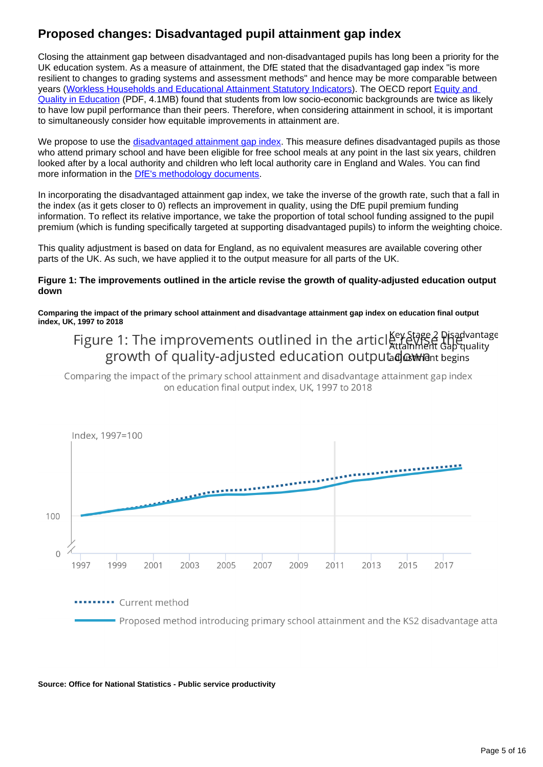## Proposed changes: Disadvantaged pupil attainment gap index

Closing the attainment gap between disadvantaged and non-disadvantaged pupils has long been a priority for the UK education system. As a measure of attainment, the DfE stated that the disadvantaged gap index "is more resilient to changes to grading systems and assessment methods" and hence may be more comparable between years (Workless Households and Educational Attainment Statutory Indicators). The OECD report Equity and Quality in Education (PDF, 4.1MB) found that students from low socio-economic backgrounds are twice as likely to have low pupil performance than their peers. Therefore, when considering attainment in school, it is important to simultaneously consider how equitable improvements in attainment are.

We propose to use the disadvantaged attainment gap index. This measure defines disadvantaged pupils as those who attend primary school and have been eligible for free school meals at any point in the last six years, children looked after by a local authority and children who left local authority care in England and Wales. You can find more information in the DfE's methodology documents.

In incorporating the disadvantaged attainment gap index, we take the inverse of the growth rate, such that a fall in the index (as it gets closer to 0) reflects an improvement in quality, using the DfE pupil premium funding information. To reflect its relative importance, we take the proportion of total school funding assigned to the pupil premium (which is funding specifically targeted at supporting disadvantaged pupils) to inform the weighting choice.

This quality adjustment is based on data for England, as no equivalent measures are available covering other parts of the UK. As such, we have applied it to the output measure for all parts of the UK.

**Figure 1: The improvements outlined in the article revise the growth of quality-adjusted education output down**

**Comparing the impact of the primary school attainment and disadvantage attainment gap index on education final output index, UK, 1997 to 2018**

**Source: Office for National Statistics - Public service productivity**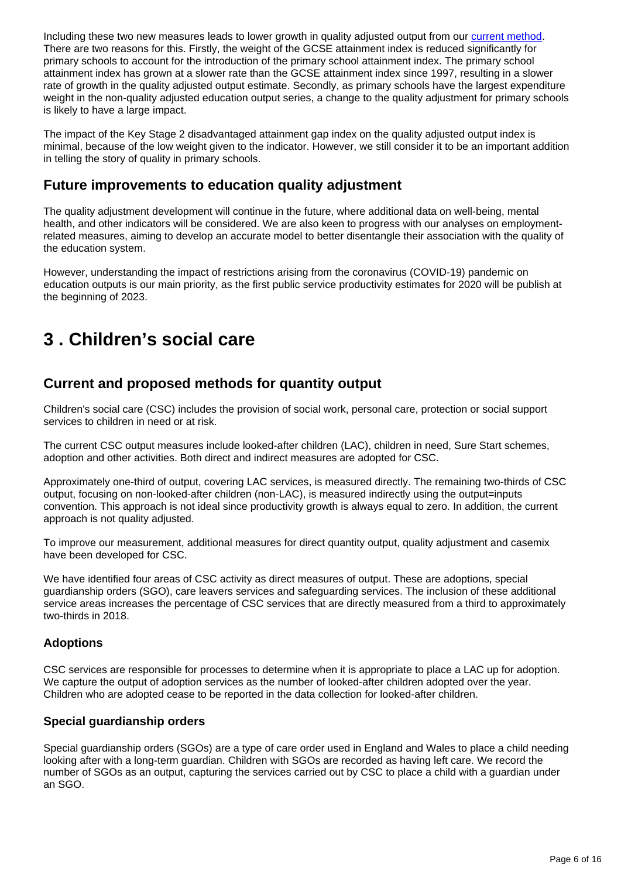Including these two new measures leads to lower growth in quality adjusted output from our [current method](). There are two reasons for this. Firstly, the weight of the GCSE attainment index is reduced significantly for primary schools to account for the introduction of the primary school attainment index. The primary school attainment index has grown at a slower rate than the GCSE attainment index since 1997, resulting in a slower rate of growth in the quality adjusted output estimate. Secondly, as primary schools have the largest expenditure weight in the non-quality adjusted education output series, a change to the quality adjustment for primary schools is likely to have a large impact.

The impact of the Key Stage 2 disadvantaged attainment gap index on the quality adjusted output index is minimal, because of the low weight given to the indicator. However, we still consider it to be an important addition in telling the story of quality in primary schools.

## Future improvements to education quality adjustment

The quality adjustment development will continue in the future, where additional data on well-being, mental health, and other indicators will be considered. We are also keen to progress with our analyses on employment-related measures, aiming to develop an accurate model to better disentangle their association with the quality of the education system.

However, understanding the impact of restrictions arising from the coronavirus (COVID-19) pandemic on education outputs is our main priority, as the first public service productivity estimates for 2020 will be publish at the beginning of 2023.

# 3 . Children's social care

## Current and proposed methods for quantity output

Children's social care (CSC) includes the provision of social work, personal care, protection or social support services to children in need or at risk.

The current CSC output measures include looked-after children (LAC), children in need, Sure Start schemes, adoption and other activities. Both direct and indirect measures are adopted for CSC.

Approximately one-third of output, covering LAC services, is measured directly. The remaining two-thirds of CSC output, focusing on non-looked-after children (non-LAC), is measured indirectly using the output=inputs convention. This approach is not ideal since productivity growth is always equal to zero. In addition, the current approach is not quality adjusted.

To improve our measurement, additional measures for direct quantity output, quality adjustment and casemix have been developed for CSC.

We have identified four areas of CSC activity as direct measures of output. These are adoptions, special guardianship orders (SGO), care leavers services and safeguarding services. The inclusion of these additional service areas increases the percentage of CSC services that are directly measured from a third to approximately two-thirds in 2018.

### Adoptions

CSC services are responsible for processes to determine when it is appropriate to place a LAC up for adoption. We capture the output of adoption services as the number of looked-after children adopted over the year. Children who are adopted cease to be reported in the data collection for looked-after children.

### Special guardianship orders

Special guardianship orders (SGOs) are a type of care order used in England and Wales to place a child needing looking after with a long-term guardian. Children with SGOs are recorded as having left care. We record the number of SGOs as an output, capturing the services carried out by CSC to place a child with a guardian under an SGO.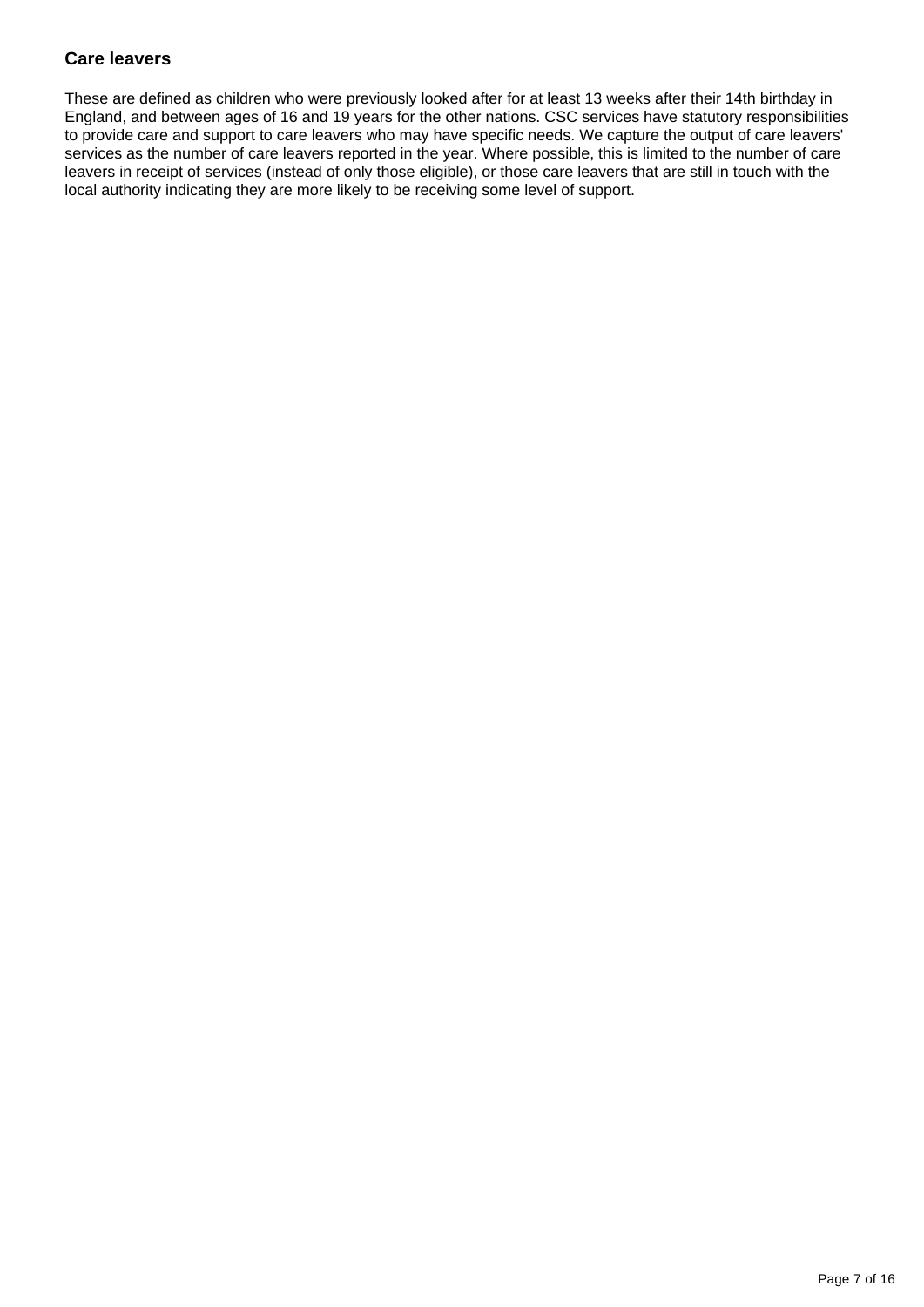### Care leavers

These are defined as children who were previously looked after for at least 13 weeks after their 14th birthday in England, and between ages of 16 and 19 years for the other nations. CSC services have statutory responsibilities to provide care and support to care leavers who may have specific needs. We capture the output of care leavers' services as the number of care leavers reported in the year. Where possible, this is limited to the number of care leavers in receipt of services (instead of only those eligible), or those care leavers that are still in touch with the local authority indicating they are more likely to be receiving some level of support.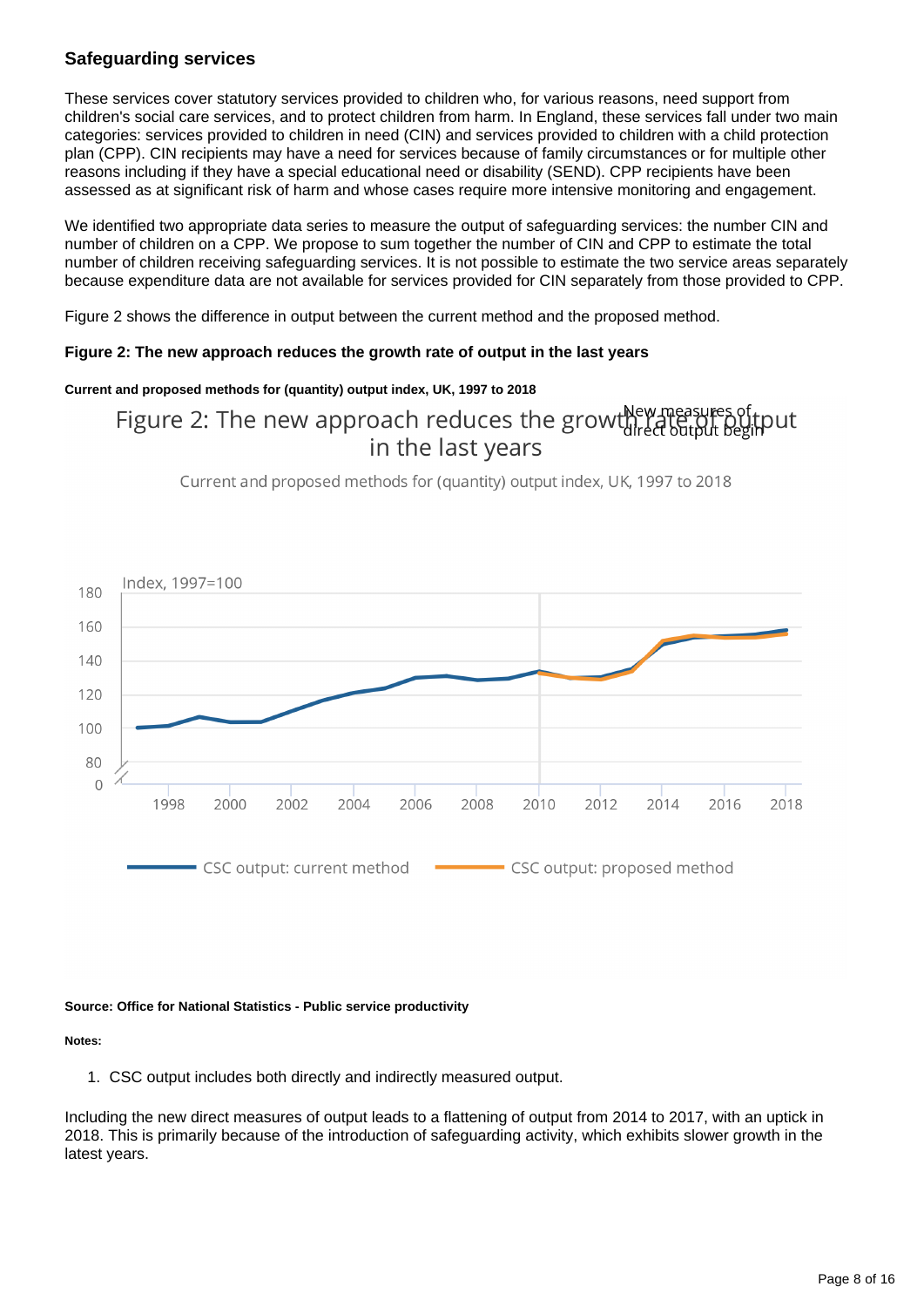### Safeguarding services

These services cover statutory services provided to children who, for various reasons, need support from children's social care services, and to protect children from harm. In England, these services fall under two main categories: services provided to children in need (CIN) and services provided to children with a child protection plan (CPP). CIN recipients may have a need for services because of family circumstances or for multiple other reasons including if they have a special educational need or disability (SEND). CPP recipients have been assessed as at significant risk of harm and whose cases require more intensive monitoring and engagement.

We identified two appropriate data series to measure the output of safeguarding services: the number CIN and number of children on a CPP. We propose to sum together the number of CIN and CPP to estimate the total number of children receiving safeguarding services. It is not possible to estimate the two service areas separately because expenditure data are not available for services provided for CIN separately from those provided to CPP.

Figure 2 shows the difference in output between the current method and the proposed method.

**Figure 2: The new approach reduces the growth rate of output in the last years**

**Current and proposed methods for (quantity) output index, UK, 1997 to 2018**

**Source: Office for National Statistics - Public service productivity**

**Notes:**

1. CSC output includes both directly and indirectly measured output.

Including the new direct measures of output leads to a flattening of output from 2014 to 2017, with an uptick in 2018. This is primarily because of the introduction of safeguarding activity, which exhibits slower growth in the latest years.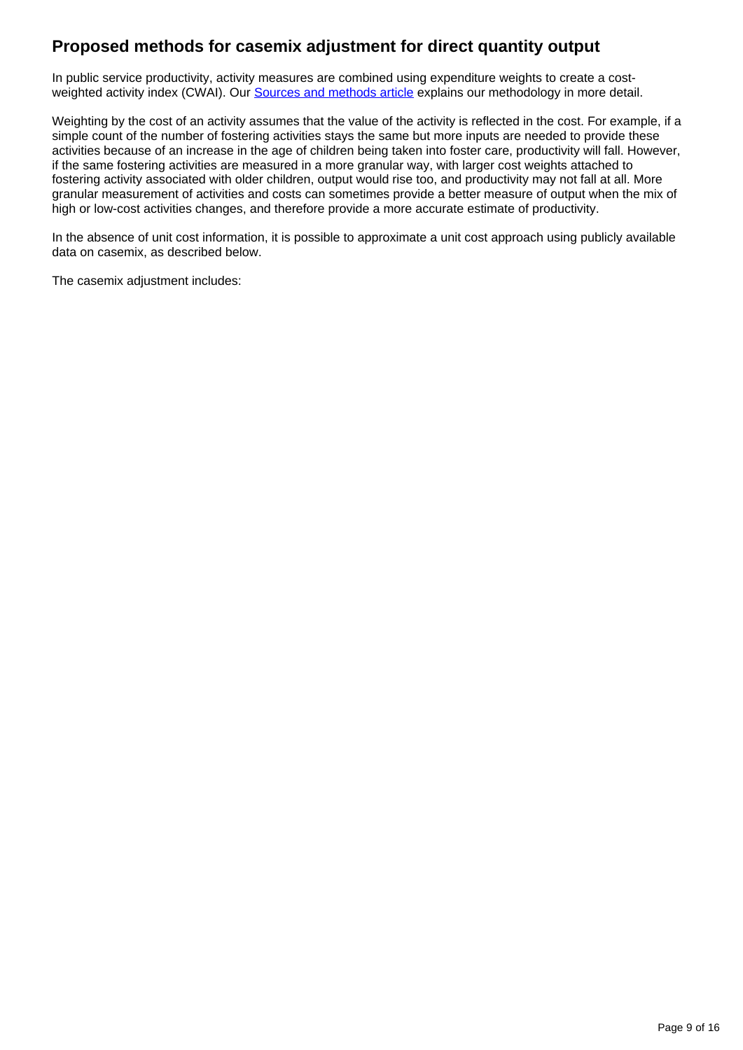## Proposed methods for casemix adjustment for direct quantity output

In public service productivity, activity measures are combined using expenditure weights to create a cost-weighted activity index (CWAI). Our [Sources and methods article](#) explains our methodology in more detail.

Weighting by the cost of an activity assumes that the value of the activity is reflected in the cost. For example, if a simple count of the number of fostering activities stays the same but more inputs are needed to provide these activities because of an increase in the age of children being taken into foster care, productivity will fall. However, if the same fostering activities are measured in a more granular way, with larger cost weights attached to fostering activity associated with older children, output would rise too, and productivity may not fall at all. More granular measurement of activities and costs can sometimes provide a better measure of output when the mix of high or low-cost activities changes, and therefore provide a more accurate estimate of productivity.

In the absence of unit cost information, it is possible to approximate a unit cost approach using publicly available data on casemix, as described below.

The casemix adjustment includes: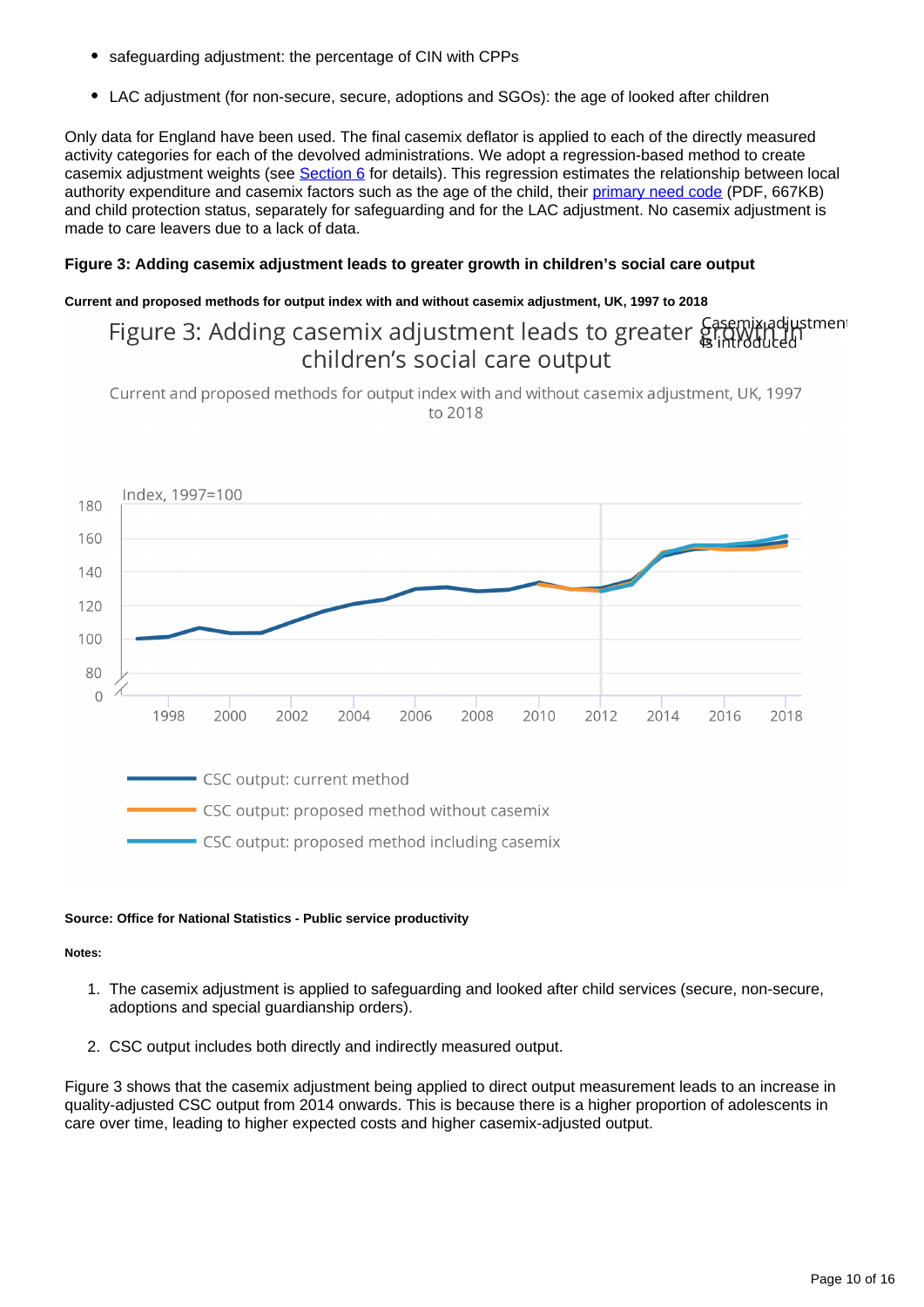- safeguarding adjustment: the percentage of CIN with CPPs
- LAC adjustment (for non-secure, secure, adoptions and SGOs): the age of looked after children

Only data for England have been used. The final casemix deflator is applied to each of the directly measured activity categories for each of the devolved administrations. We adopt a regression-based method to create casemix adjustment weights (see Section 6 for details). This regression estimates the relationship between local authority expenditure and casemix factors such as the age of the child, their primary need code (PDF, 667KB) and child protection status, separately for safeguarding and for the LAC adjustment. No casemix adjustment is made to care leavers due to a lack of data.

#### Figure 3: Adding casemix adjustment leads to greater growth in children's social care output

##### Current and proposed methods for output index with and without casemix adjustment, UK, 1997 to 2018

Source: Office for National Statistics - Public service productivity

Notes:

1. The casemix adjustment is applied to safeguarding and looked after child services (secure, non-secure, adoptions and special guardianship orders).
2. CSC output includes both directly and indirectly measured output.

Figure 3 shows that the casemix adjustment being applied to direct output measurement leads to an increase in quality-adjusted CSC output from 2014 onwards. This is because there is a higher proportion of adolescents in care over time, leading to higher expected costs and higher casemix-adjusted output.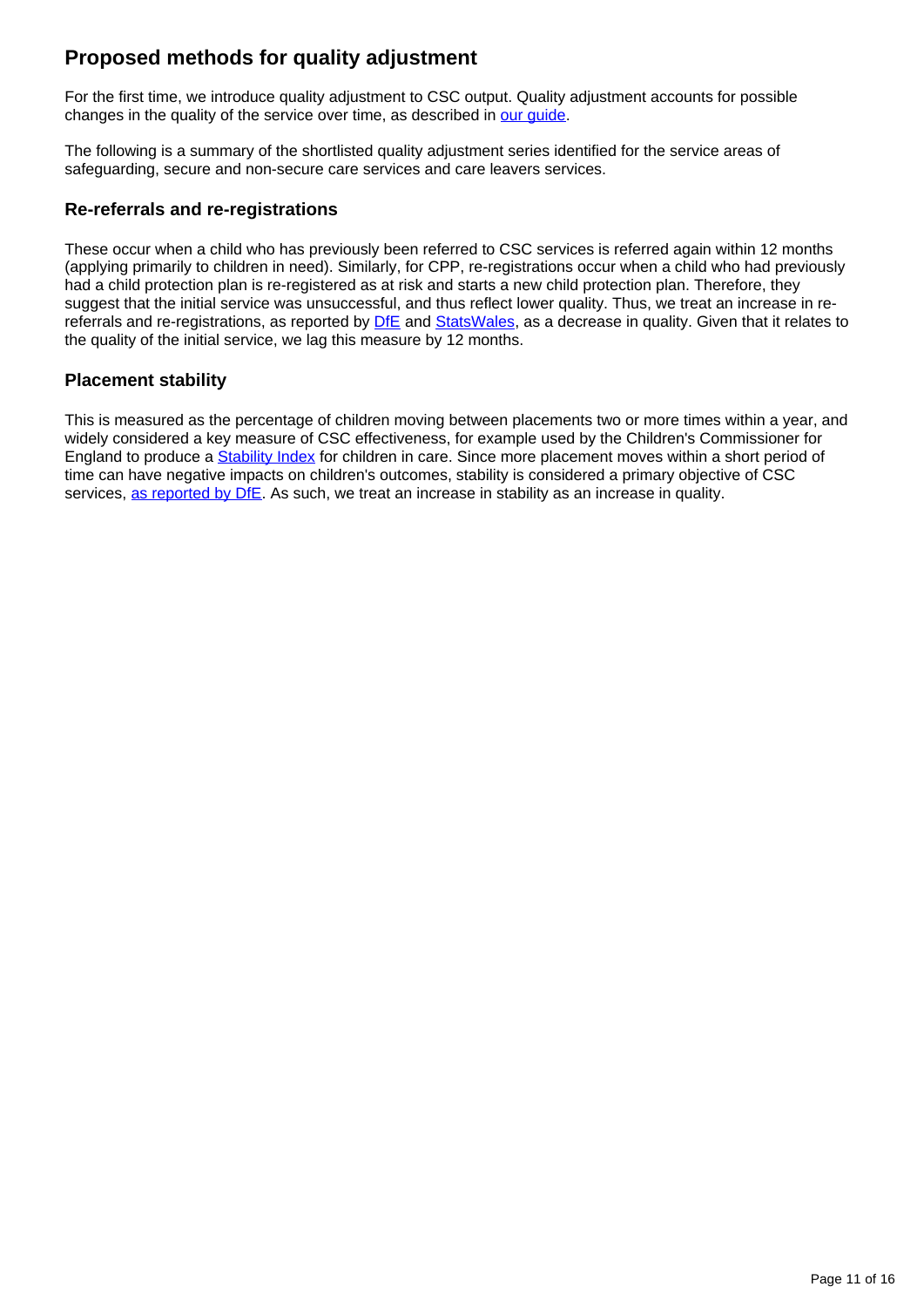## Proposed methods for quality adjustment

For the first time, we introduce quality adjustment to CSC output. Quality adjustment accounts for possible changes in the quality of the service over time, as described in our guide.

The following is a summary of the shortlisted quality adjustment series identified for the service areas of safeguarding, secure and non-secure care services and care leavers services.

### Re-referrals and re-registrations

These occur when a child who has previously been referred to CSC services is referred again within 12 months (applying primarily to children in need). Similarly, for CPP, re-registrations occur when a child who had previously had a child protection plan is re-registered as at risk and starts a new child protection plan. Therefore, they suggest that the initial service was unsuccessful, and thus reflect lower quality. Thus, we treat an increase in re-referrals and re-registrations, as reported by DfE and StatsWales, as a decrease in quality. Given that it relates to the quality of the initial service, we lag this measure by 12 months.

### Placement stability

This is measured as the percentage of children moving between placements two or more times within a year, and widely considered a key measure of CSC effectiveness, for example used by the Children's Commissioner for England to produce a Stability Index for children in care. Since more placement moves within a short period of time can have negative impacts on children's outcomes, stability is considered a primary objective of CSC services, as reported by DfE. As such, we treat an increase in stability as an increase in quality.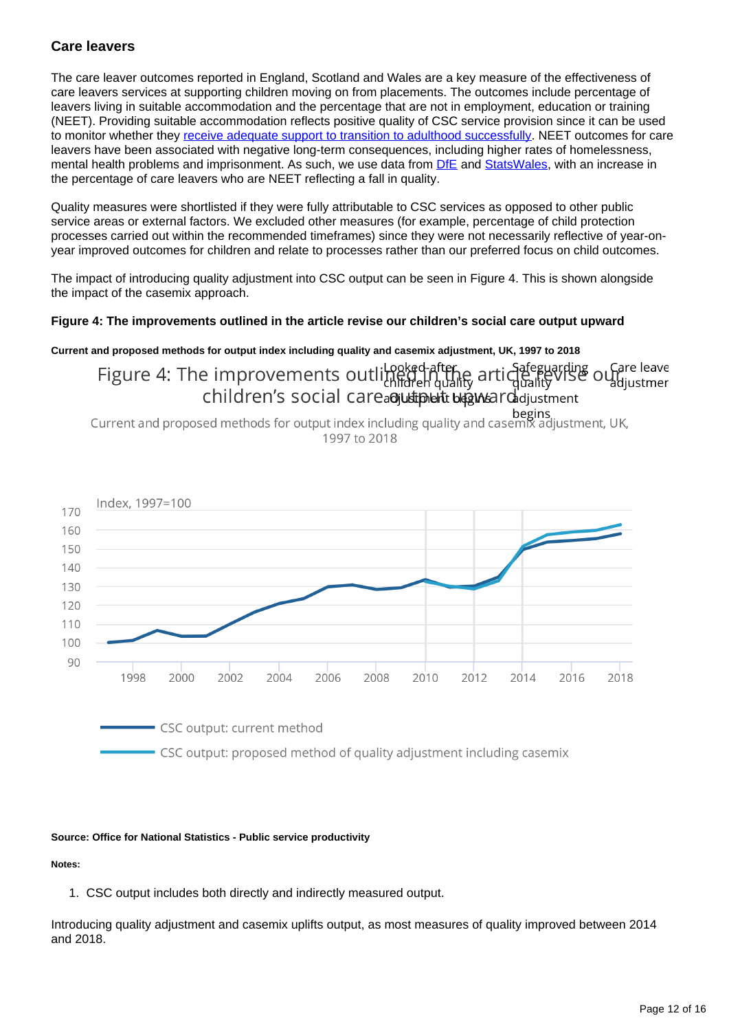## Care leavers

The care leaver outcomes reported in England, Scotland and Wales are a key measure of the effectiveness of care leavers services at supporting children moving on from placements. The outcomes include percentage of leavers living in suitable accommodation and the percentage that are not in employment, education or training (NEET). Providing suitable accommodation reflects positive quality of CSC service provision since it can be used to monitor whether they receive adequate support to transition to adulthood successfully. NEET outcomes for care leavers have been associated with negative long-term consequences, including higher rates of homelessness, mental health problems and imprisonment. As such, we use data from DfE and StatsWales, with an increase in the percentage of care leavers who are NEET reflecting a fall in quality.

Quality measures were shortlisted if they were fully attributable to CSC services as opposed to other public service areas or external factors. We excluded other measures (for example, percentage of child protection processes carried out within the recommended timeframes) since they were not necessarily reflective of year-on-year improved outcomes for children and relate to processes rather than our preferred focus on child outcomes.

The impact of introducing quality adjustment into CSC output can be seen in Figure 4. This is shown alongside the impact of the casemix approach.

**Figure 4: The improvements outlined in the article revise our children's social care output upward**

**Current and proposed methods for output index including quality and casemix adjustment, UK, 1997 to 2018**

Figure 4: The improvements outlined in the article revise our children's social care output upward

Current and proposed methods for output index including quality and casemix adjustment, UK, 1997 to 2018

Index, 1997=100

Looked-after children quality adjustment begins

Safeguarding quality adjustment begins

Care leave adjustmer

CSC output: current method

CSC output: proposed method of quality adjustment including casemix

**Source: Office for National Statistics - Public service productivity**

**Notes:**

1. CSC output includes both directly and indirectly measured output.

Introducing quality adjustment and casemix uplifts output, as most measures of quality improved between 2014 and 2018.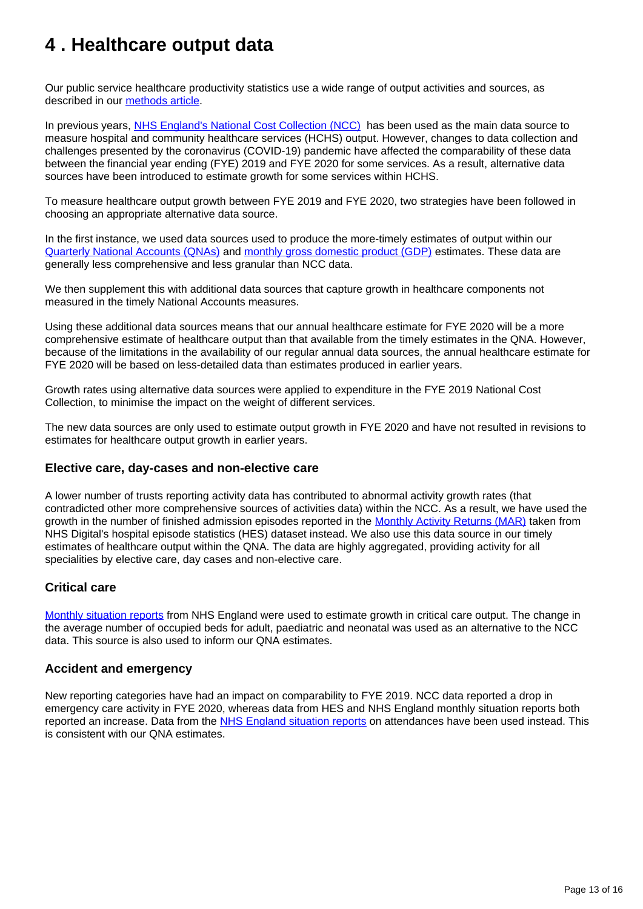# 4 . Healthcare output data

Our public service healthcare productivity statistics use a wide range of output activities and sources, as described in our methods article.

In previous years, NHS England's National Cost Collection (NCC) has been used as the main data source to measure hospital and community healthcare services (HCHS) output. However, changes to data collection and challenges presented by the coronavirus (COVID-19) pandemic have affected the comparability of these data between the financial year ending (FYE) 2019 and FYE 2020 for some services. As a result, alternative data sources have been introduced to estimate growth for some services within HCHS.

To measure healthcare output growth between FYE 2019 and FYE 2020, two strategies have been followed in choosing an appropriate alternative data source.

In the first instance, we used data sources used to produce the more-timely estimates of output within our Quarterly National Accounts (QNAs) and monthly gross domestic product (GDP) estimates. These data are generally less comprehensive and less granular than NCC data.

We then supplement this with additional data sources that capture growth in healthcare components not measured in the timely National Accounts measures.

Using these additional data sources means that our annual healthcare estimate for FYE 2020 will be a more comprehensive estimate of healthcare output than that available from the timely estimates in the QNA. However, because of the limitations in the availability of our regular annual data sources, the annual healthcare estimate for FYE 2020 will be based on less-detailed data than estimates produced in earlier years.

Growth rates using alternative data sources were applied to expenditure in the FYE 2019 National Cost Collection, to minimise the impact on the weight of different services.

The new data sources are only used to estimate output growth in FYE 2020 and have not resulted in revisions to estimates for healthcare output growth in earlier years.

### Elective care, day-cases and non-elective care

A lower number of trusts reporting activity data has contributed to abnormal activity growth rates (that contradicted other more comprehensive sources of activities data) within the NCC. As a result, we have used the growth in the number of finished admission episodes reported in the Monthly Activity Returns (MAR) taken from NHS Digital's hospital episode statistics (HES) dataset instead. We also use this data source in our timely estimates of healthcare output within the QNA. The data are highly aggregated, providing activity for all specialities by elective care, day cases and non-elective care.

### Critical care

Monthly situation reports from NHS England were used to estimate growth in critical care output. The change in the average number of occupied beds for adult, paediatric and neonatal was used as an alternative to the NCC data. This source is also used to inform our QNA estimates.

### Accident and emergency

New reporting categories have had an impact on comparability to FYE 2019. NCC data reported a drop in emergency care activity in FYE 2020, whereas data from HES and NHS England monthly situation reports both reported an increase. Data from the NHS England situation reports on attendances have been used instead. This is consistent with our QNA estimates.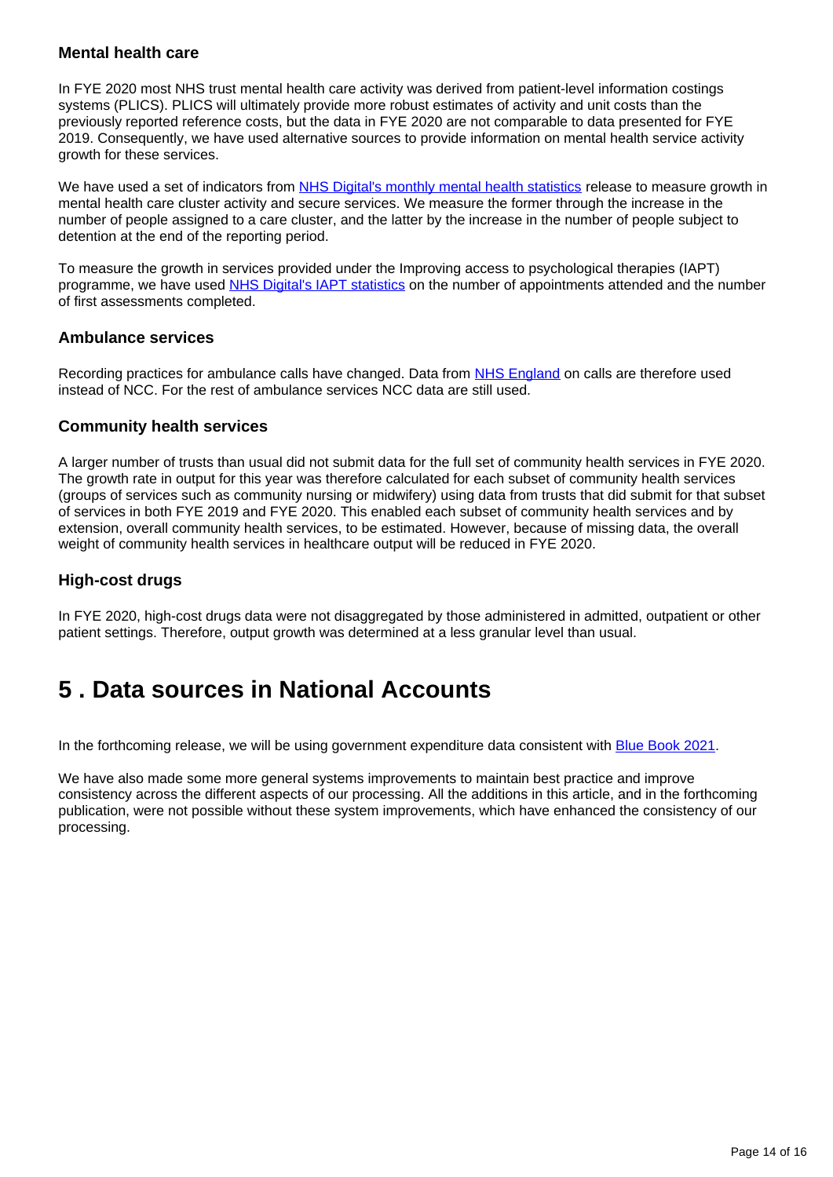### Mental health care

In FYE 2020 most NHS trust mental health care activity was derived from patient-level information costings systems (PLICS). PLICS will ultimately provide more robust estimates of activity and unit costs than the previously reported reference costs, but the data in FYE 2020 are not comparable to data presented for FYE 2019. Consequently, we have used alternative sources to provide information on mental health service activity growth for these services.

We have used a set of indicators from NHS Digital's monthly mental health statistics release to measure growth in mental health care cluster activity and secure services. We measure the former through the increase in the number of people assigned to a care cluster, and the latter by the increase in the number of people subject to detention at the end of the reporting period.

To measure the growth in services provided under the Improving access to psychological therapies (IAPT) programme, we have used NHS Digital's IAPT statistics on the number of appointments attended and the number of first assessments completed.

### Ambulance services

Recording practices for ambulance calls have changed. Data from NHS England on calls are therefore used instead of NCC. For the rest of ambulance services NCC data are still used.

### Community health services

A larger number of trusts than usual did not submit data for the full set of community health services in FYE 2020. The growth rate in output for this year was therefore calculated for each subset of community health services (groups of services such as community nursing or midwifery) using data from trusts that did submit for that subset of services in both FYE 2019 and FYE 2020. This enabled each subset of community health services and by extension, overall community health services, to be estimated. However, because of missing data, the overall weight of community health services in healthcare output will be reduced in FYE 2020.

### High-cost drugs

In FYE 2020, high-cost drugs data were not disaggregated by those administered in admitted, outpatient or other patient settings. Therefore, output growth was determined at a less granular level than usual.

## 5 . Data sources in National Accounts

In the forthcoming release, we will be using government expenditure data consistent with Blue Book 2021.

We have also made some more general systems improvements to maintain best practice and improve consistency across the different aspects of our processing. All the additions in this article, and in the forthcoming publication, were not possible without these system improvements, which have enhanced the consistency of our processing.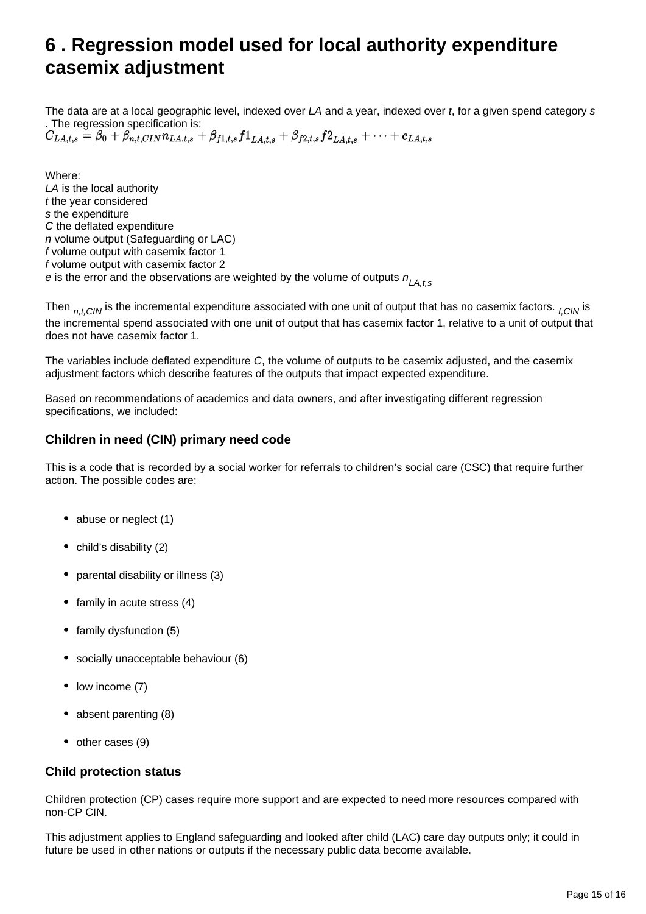# 6 . Regression model used for local authority expenditure casemix adjustment

The data are at a local geographic level, indexed over *LA* and a year, indexed over *t*, for a given spend category *s* . The regression specification is:

$$C_{LA,t,s} = \beta_0 + \beta_{n,t,CIN} n_{LA,t,s} + \beta_{f1,t,s} f1_{LA,t,s} + \beta_{f2,t,s} f2_{LA,t,s} + \cdots + e_{LA,t,s}$$

Where:
*LA* is the local authority
*t* the year considered
*s* the expenditure
*C* the deflated expenditure
*n* volume output (Safeguarding or LAC)
*f* volume output with casemix factor 1
*f* volume output with casemix factor 2
*e* is the error and the observations are weighted by the volume of outputs $n_{LA,t,s}$

Then $_{n,t,CIN}$ is the incremental expenditure associated with one unit of output that has no casemix factors. $_{f,CIN}$ is the incremental spend associated with one unit of output that has casemix factor 1, relative to a unit of output that does not have casemix factor 1.

The variables include deflated expenditure *C*, the volume of outputs to be casemix adjusted, and the casemix adjustment factors which describe features of the outputs that impact expected expenditure.

Based on recommendations of academics and data owners, and after investigating different regression specifications, we included:

### Children in need (CIN) primary need code

This is a code that is recorded by a social worker for referrals to children's social care (CSC) that require further action. The possible codes are:

- abuse or neglect (1)
- child's disability (2)
- parental disability or illness (3)
- family in acute stress (4)
- family dysfunction (5)
- socially unacceptable behaviour (6)
- low income (7)
- absent parenting (8)
- other cases (9)

### Child protection status

Children protection (CP) cases require more support and are expected to need more resources compared with non-CP CIN.

This adjustment applies to England safeguarding and looked after child (LAC) care day outputs only; it could in future be used in other nations or outputs if the necessary public data become available.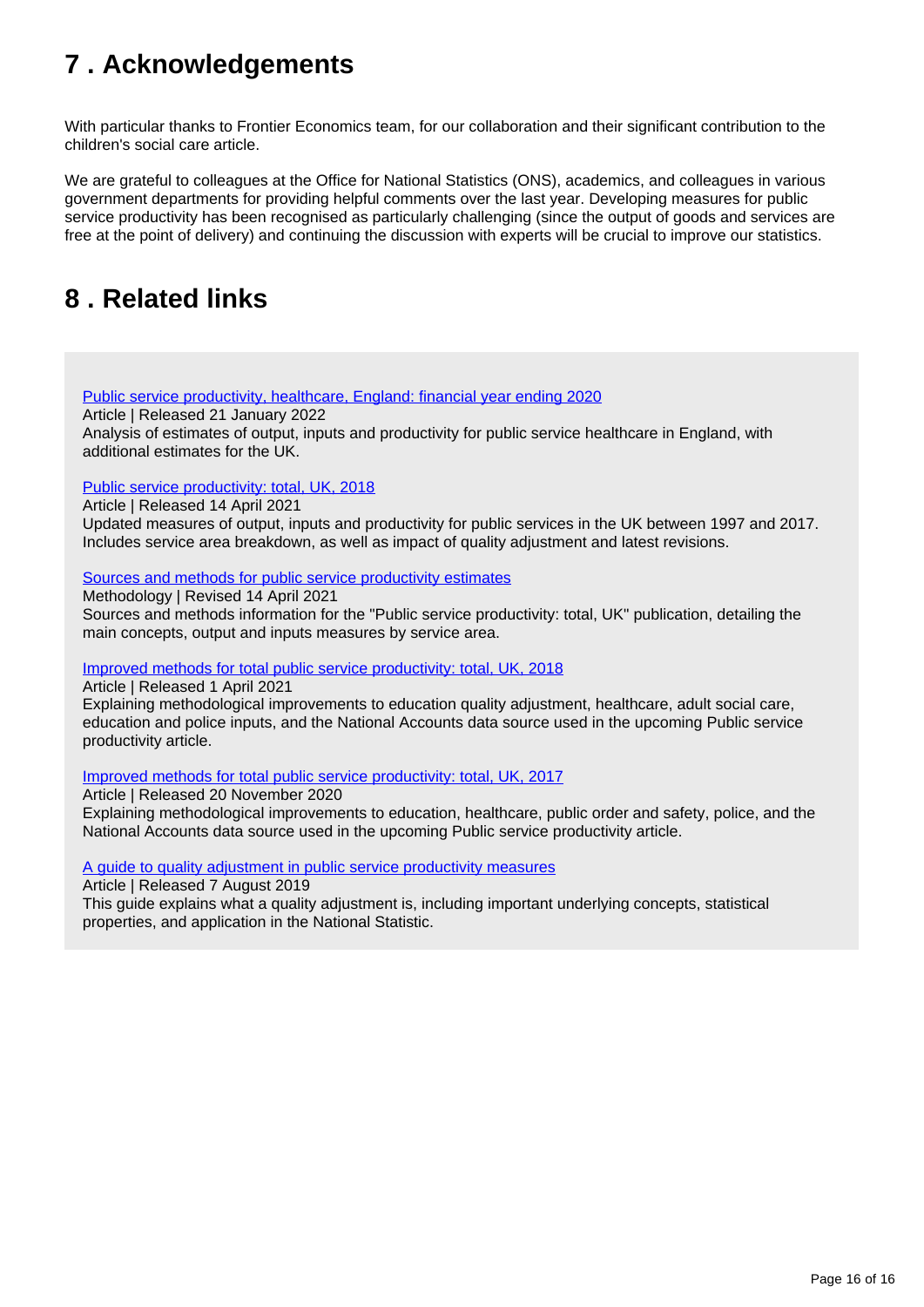## 7 . Acknowledgements

With particular thanks to Frontier Economics team, for our collaboration and their significant contribution to the children's social care article.

We are grateful to colleagues at the Office for National Statistics (ONS), academics, and colleagues in various government departments for providing helpful comments over the last year. Developing measures for public service productivity has been recognised as particularly challenging (since the output of goods and services are free at the point of delivery) and continuing the discussion with experts will be crucial to improve our statistics.

## 8 . Related links

Public service productivity, healthcare, England: financial year ending 2020
Article | Released 21 January 2022
Analysis of estimates of output, inputs and productivity for public service healthcare in England, with additional estimates for the UK.

Public service productivity: total, UK, 2018
Article | Released 14 April 2021
Updated measures of output, inputs and productivity for public services in the UK between 1997 and 2017. Includes service area breakdown, as well as impact of quality adjustment and latest revisions.

Sources and methods for public service productivity estimates
Methodology | Revised 14 April 2021
Sources and methods information for the "Public service productivity: total, UK" publication, detailing the main concepts, output and inputs measures by service area.

Improved methods for total public service productivity: total, UK, 2018
Article | Released 1 April 2021
Explaining methodological improvements to education quality adjustment, healthcare, adult social care, education and police inputs, and the National Accounts data source used in the upcoming Public service productivity article.

Improved methods for total public service productivity: total, UK, 2017
Article | Released 20 November 2020
Explaining methodological improvements to education, healthcare, public order and safety, police, and the National Accounts data source used in the upcoming Public service productivity article.

A guide to quality adjustment in public service productivity measures
Article | Released 7 August 2019
This guide explains what a quality adjustment is, including important underlying concepts, statistical properties, and application in the National Statistic.